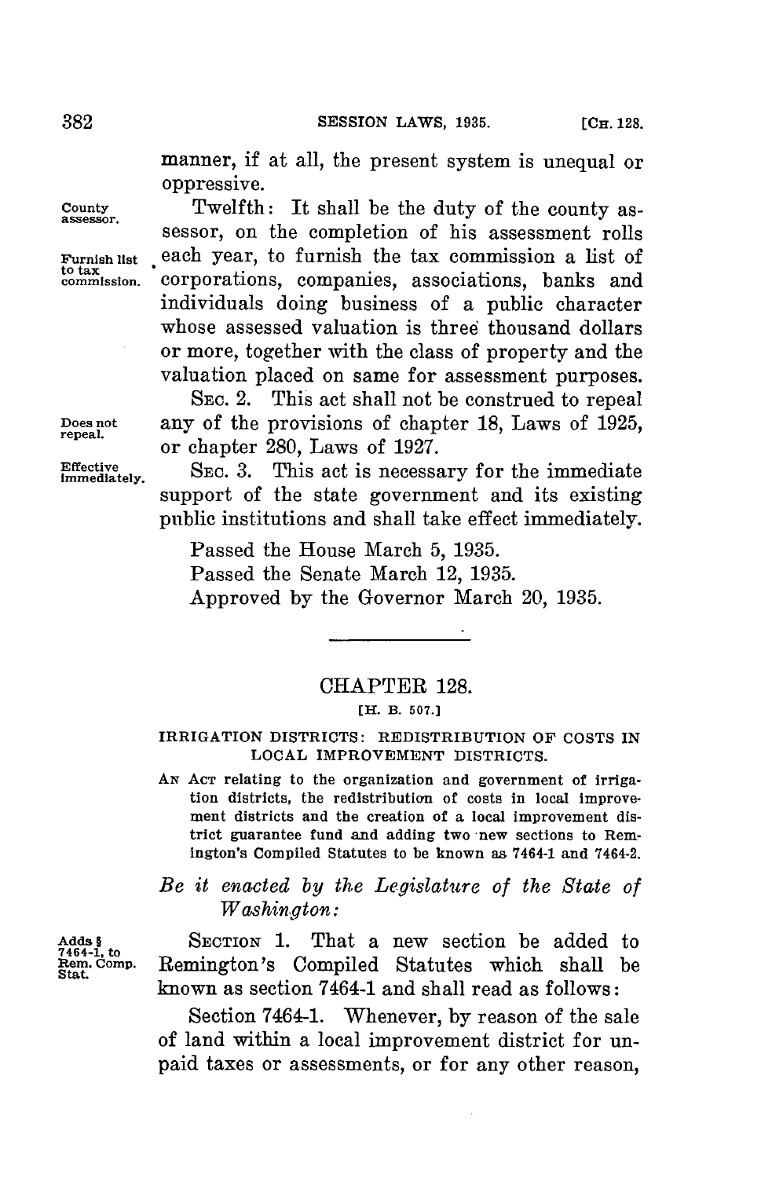manner, if at all, the present system is unequal or oppressive.

County assessor. Twelfth: It shall be the duty of the county assessor, on the completion of his assessment rolls each year, to furnish the tax commission a list of corporations, companies, associations, banks and individuals doing business of a public character whose assessed valuation is three thousand dollars or more, together with the class of property and the valuation placed on same for assessment purposes.

Furnish list to tax commission.

Does not repeal. SEC. 2. This act shall not be construed to repeal any of the provisions of chapter 18, Laws of 1925, or chapter 280, Laws of 1927.

Effective immediately. SEC. 3. This act is necessary for the immediate support of the state government and its existing public institutions and shall take effect immediately.

Passed the House March 5, 1935.

Passed the Senate March 12, 1935.

Approved by the Governor March 20, 1935.

---

## CHAPTER 128.

[H. B. 507.]

### IRRIGATION DISTRICTS: REDISTRIBUTION OF COSTS IN LOCAL IMPROVEMENT DISTRICTS.

AN ACT relating to the organization and government of irrigation districts, the redistribution of costs in local improvement districts and the creation of a local improvement district guarantee fund and adding two new sections to Remington's Compiled Statutes to be known as 7464-1 and 7464-2.

*Be it enacted by the Legislature of the State of Washington:*

Adds § 7464-1, to Rem. Comp. Stat. SECTION 1. That a new section be added to Remington's Compiled Statutes which shall be known as section 7464-1 and shall read as follows:

Section 7464-1. Whenever, by reason of the sale of land within a local improvement district for unpaid taxes or assessments, or for any other reason,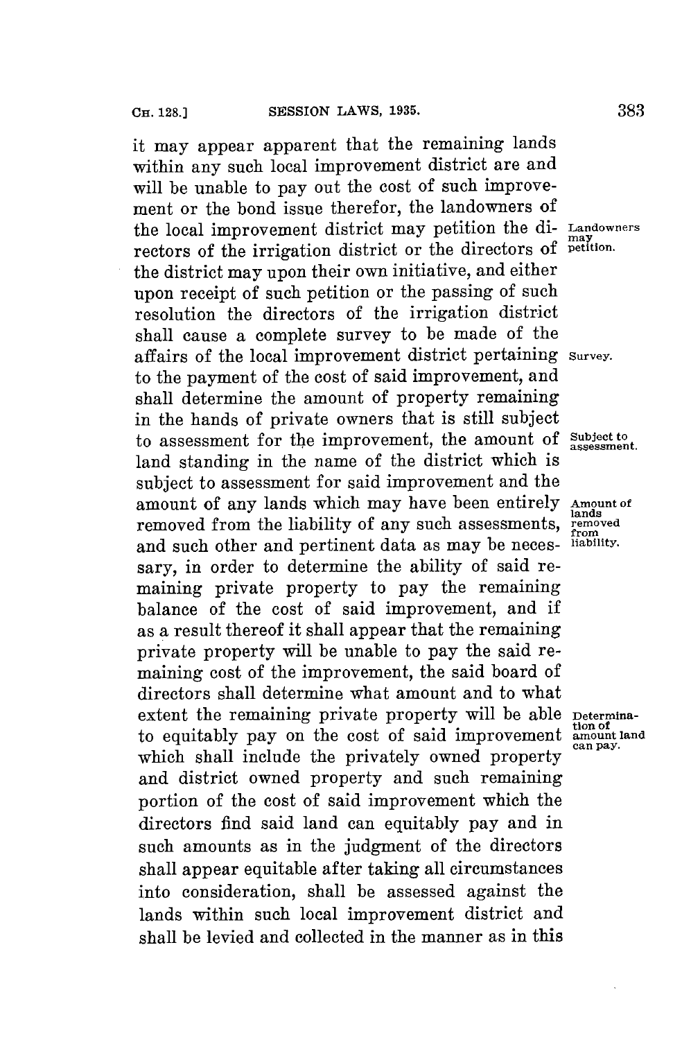it may appear apparent that the remaining lands within any such local improvement district are and will be unable to pay out the cost of such improvement or the bond issue therefor, the landowners of the local improvement district may petition the directors of the irrigation district or the directors of the district may upon their own initiative, and either upon receipt of such petition or the passing of such resolution the directors of the irrigation district shall cause a complete survey to be made of the affairs of the local improvement district pertaining to the payment of the cost of said improvement, and shall determine the amount of property remaining in the hands of private owners that is still subject to assessment for the improvement, the amount of land standing in the name of the district which is subject to assessment for said improvement and the amount of any lands which may have been entirely removed from the liability of any such assessments, and such other and pertinent data as may be necessary, in order to determine the ability of said remaining private property to pay the remaining balance of the cost of said improvement, and if as a result thereof it shall appear that the remaining private property will be unable to pay the said remaining cost of the improvement, the said board of directors shall determine what amount and to what extent the remaining private property will be able to equitably pay on the cost of said improvement which shall include the privately owned property and district owned property and such remaining portion of the cost of said improvement which the directors find said land can equitably pay and in such amounts as in the judgment of the directors shall appear equitable after taking all circumstances into consideration, shall be assessed against the lands within such local improvement district and shall be levied and collected in the manner as in this

Landowners may petition.

Survey.

Subject to assessment.

Amount of lands removed from liability.

Determination of amount land can pay.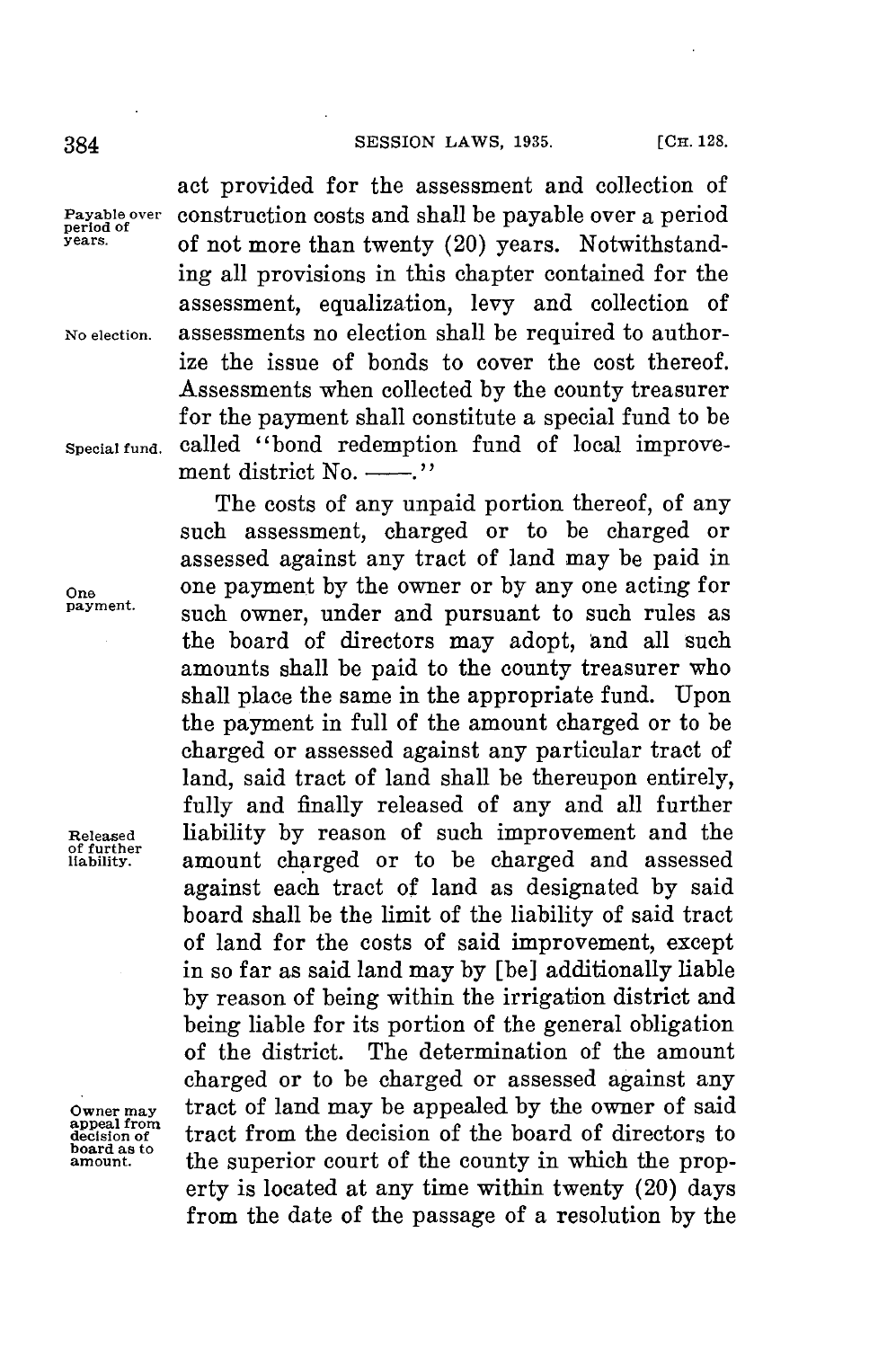act provided for the assessment and collection of construction costs and shall be payable over a period of not more than twenty (20) years. Notwithstanding all provisions in this chapter contained for the assessment, equalization, levy and collection of assessments no election shall be required to authorize the issue of bonds to cover the cost thereof. Assessments when collected by the county treasurer for the payment shall constitute a special fund to be called "bond redemption fund of local improvement district No. ——."

Payable over period of years.

No election.

Special fund.

The costs of any unpaid portion thereof, of any such assessment, charged or to be charged or assessed against any tract of land may be paid in one payment by the owner or by any one acting for such owner, under and pursuant to such rules as the board of directors may adopt, and all such amounts shall be paid to the county treasurer who shall place the same in the appropriate fund. Upon the payment in full of the amount charged or to be charged or assessed against any particular tract of land, said tract of land shall be thereupon entirely, fully and finally released of any and all further liability by reason of such improvement and the amount charged or to be charged and assessed against each tract of land as designated by said board shall be the limit of the liability of said tract of land for the costs of said improvement, except in so far as said land may by [be] additionally liable by reason of being within the irrigation district and being liable for its portion of the general obligation of the district. The determination of the amount charged or to be charged or assessed against any tract of land may be appealed by the owner of said tract from the decision of the board of directors to the superior court of the county in which the property is located at any time within twenty (20) days from the date of the passage of a resolution by the

One payment.

Released of further liability.

Owner may appeal from decision of board as to amount.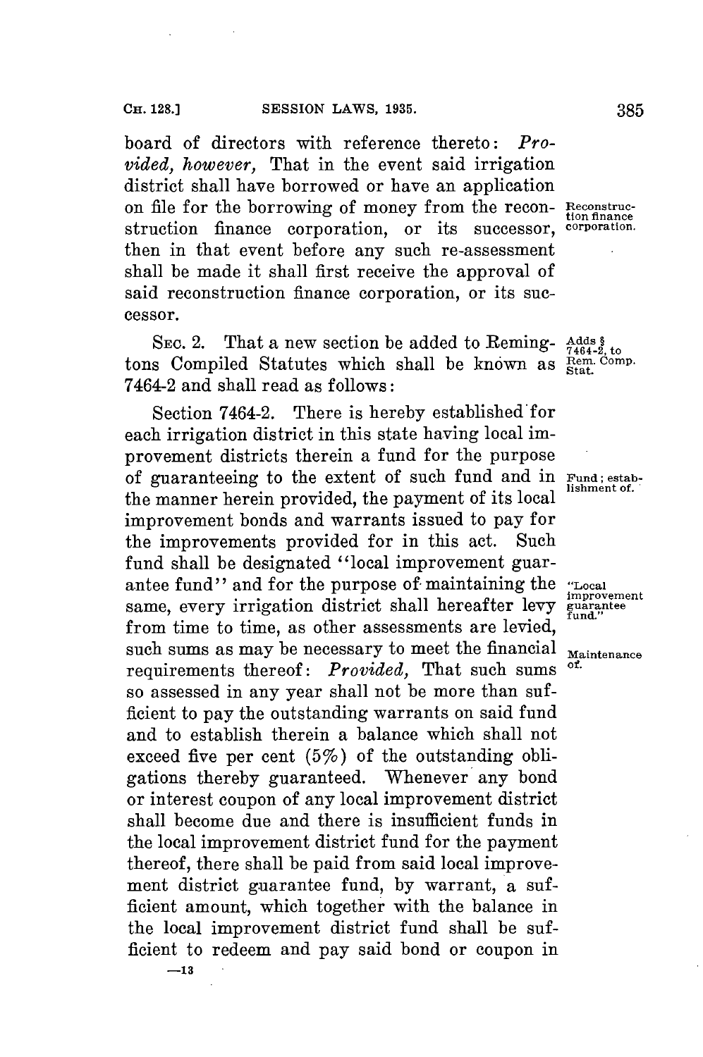board of directors with reference thereto: *Provided, however,* That in the event said irrigation district shall have borrowed or have an application on file for the borrowing of money from the reconstruction finance corporation, or its successor, then in that event before any such re-assessment shall be made it shall first receive the approval of said reconstruction finance corporation, or its successor.

Reconstruction finance corporation.

SEC. 2. That a new section be added to Remingtons Compiled Statutes which shall be known as 7464-2 and shall read as follows:

Adds § 7464-2, to Rem. Comp. Stat.

Section 7464-2. There is hereby established for each irrigation district in this state having local improvement districts therein a fund for the purpose of guaranteeing to the extent of such fund and in the manner herein provided, the payment of its local improvement bonds and warrants issued to pay for the improvements provided for in this act. Such fund shall be designated "local improvement guarantee fund" and for the purpose of maintaining the same, every irrigation district shall hereafter levy from time to time, as other assessments are levied, such sums as may be necessary to meet the financial requirements thereof: *Provided,* That such sums so assessed in any year shall not be more than sufficient to pay the outstanding warrants on said fund and to establish therein a balance which shall not exceed five per cent (5%) of the outstanding obligations thereby guaranteed. Whenever any bond or interest coupon of any local improvement district shall become due and there is insufficient funds in the local improvement district fund for the payment thereof, there shall be paid from said local improvement district guarantee fund, by warrant, a sufficient amount, which together with the balance in the local improvement district fund shall be sufficient to redeem and pay said bond or coupon in

Fund; establishment of.

"Local improvement guarantee fund."

Maintenance of.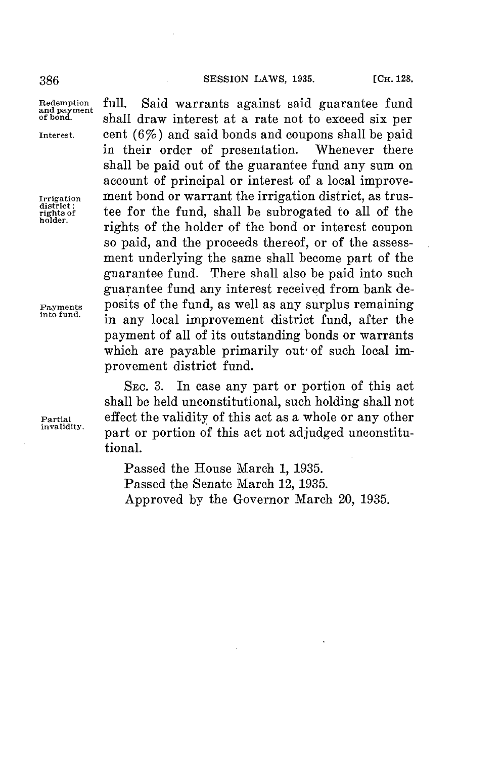full. Said warrants against said guarantee fund shall draw interest at a rate not to exceed six per cent (6%) and said bonds and coupons shall be paid in their order of presentation. Whenever there shall be paid out of the guarantee fund any sum on account of principal or interest of a local improvement bond or warrant the irrigation district, as trustee for the fund, shall be subrogated to all of the rights of the holder of the bond or interest coupon so paid, and the proceeds thereof, or of the assessment underlying the same shall become part of the guarantee fund. There shall also be paid into such guarantee fund any interest received from bank deposits of the fund, as well as any surplus remaining in any local improvement district fund, after the payment of all of its outstanding bonds or warrants which are payable primarily out of such local improvement district fund.

SEC. 3. In case any part or portion of this act shall be held unconstitutional, such holding shall not effect the validity of this act as a whole or any other part or portion of this act not adjudged unconstitutional.

Passed the House March 1, 1935.

Passed the Senate March 12, 1935.

Approved by the Governor March 20, 1935.